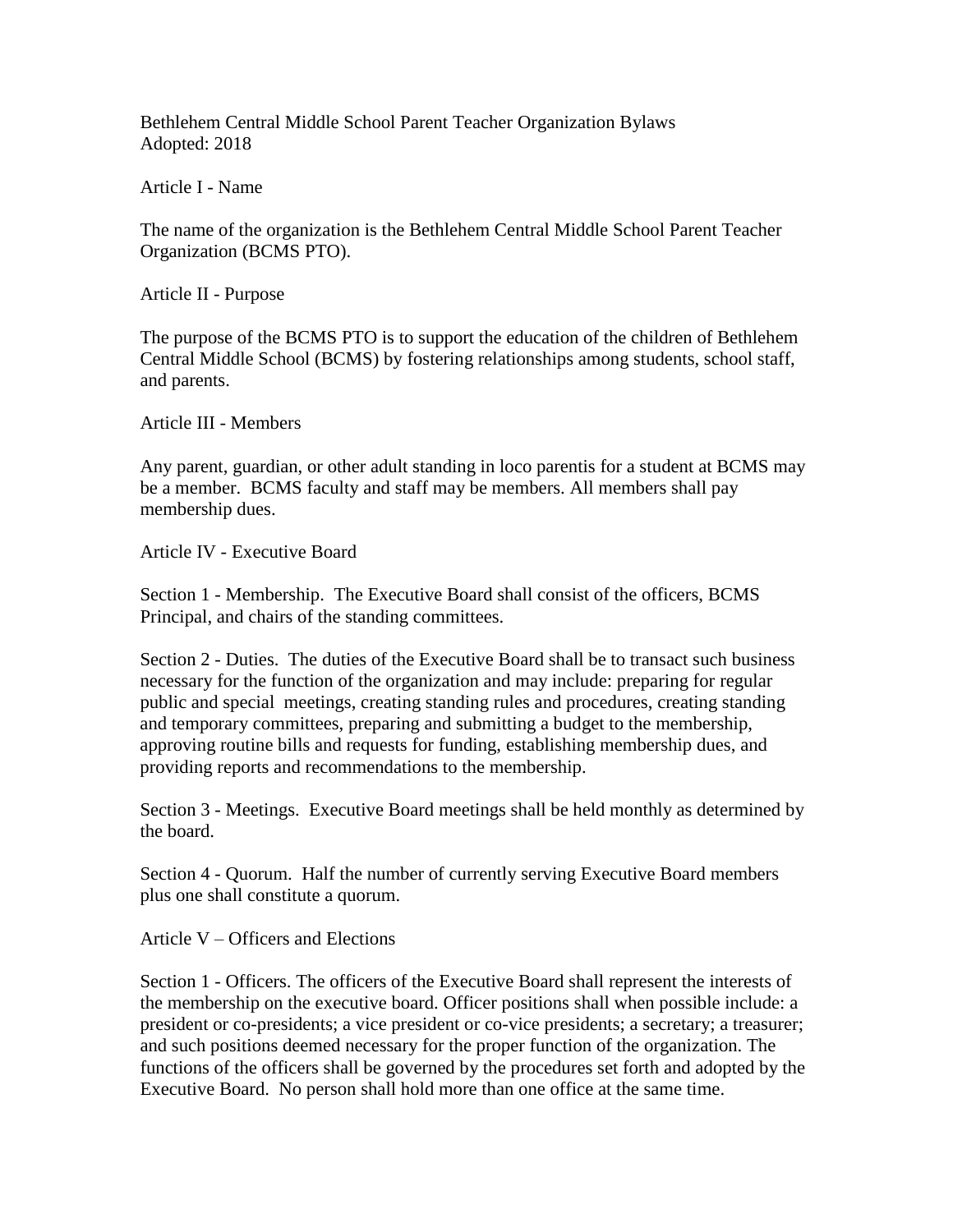# Bethlehem Central Middle School Parent Teacher Organization Bylaws

Adopted: 2018

## Article I - Name

The name of the organization is the Bethlehem Central Middle School Parent Teacher Organization (BCMS PTO).

## Article II - Purpose

The purpose of the BCMS PTO is to support the education of the children of Bethlehem Central Middle School (BCMS) by fostering relationships among students, school staff, and parents.

## Article III - Members

Any parent, guardian, or other adult standing in loco parentis for a student at BCMS may be a member. BCMS faculty and staff may be members. All members shall pay membership dues.

## Article IV - Executive Board

Section 1 - Membership. The Executive Board shall consist of the officers, BCMS Principal, and chairs of the standing committees.

Section 2 - Duties. The duties of the Executive Board shall be to transact such business necessary for the function of the organization and may include: preparing for regular public and special meetings, creating standing rules and procedures, creating standing and temporary committees, preparing and submitting a budget to the membership, approving routine bills and requests for funding, establishing membership dues, and providing reports and recommendations to the membership.

Section 3 - Meetings. Executive Board meetings shall be held monthly as determined by the board.

Section 4 - Quorum. Half the number of currently serving Executive Board members plus one shall constitute a quorum.

## Article V – Officers and Elections

Section 1 - Officers. The officers of the Executive Board shall represent the interests of the membership on the executive board. Officer positions shall when possible include: a president or co-presidents; a vice president or co-vice presidents; a secretary; a treasurer; and such positions deemed necessary for the proper function of the organization. The functions of the officers shall be governed by the procedures set forth and adopted by the Executive Board. No person shall hold more than one office at the same time.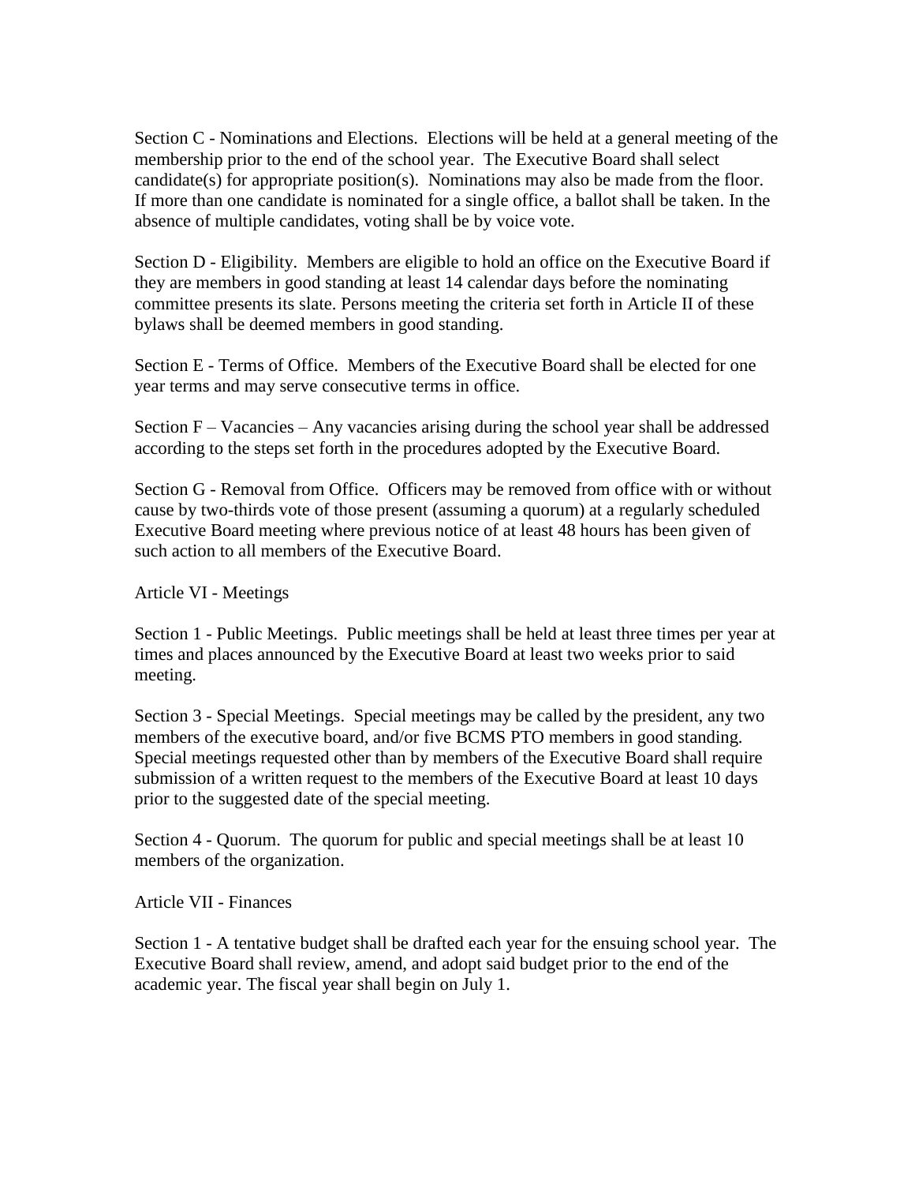Section C - Nominations and Elections. Elections will be held at a general meeting of the membership prior to the end of the school year. The Executive Board shall select candidate(s) for appropriate position(s). Nominations may also be made from the floor. If more than one candidate is nominated for a single office, a ballot shall be taken. In the absence of multiple candidates, voting shall be by voice vote.

Section D - Eligibility. Members are eligible to hold an office on the Executive Board if they are members in good standing at least 14 calendar days before the nominating committee presents its slate. Persons meeting the criteria set forth in Article II of these bylaws shall be deemed members in good standing.

Section E - Terms of Office. Members of the Executive Board shall be elected for one year terms and may serve consecutive terms in office.

Section F – Vacancies – Any vacancies arising during the school year shall be addressed according to the steps set forth in the procedures adopted by the Executive Board.

Section G - Removal from Office. Officers may be removed from office with or without cause by two-thirds vote of those present (assuming a quorum) at a regularly scheduled Executive Board meeting where previous notice of at least 48 hours has been given of such action to all members of the Executive Board.

## Article VI - Meetings

Section 1 - Public Meetings. Public meetings shall be held at least three times per year at times and places announced by the Executive Board at least two weeks prior to said meeting.

Section 3 - Special Meetings. Special meetings may be called by the president, any two members of the executive board, and/or five BCMS PTO members in good standing. Special meetings requested other than by members of the Executive Board shall require submission of a written request to the members of the Executive Board at least 10 days prior to the suggested date of the special meeting.

Section 4 - Quorum. The quorum for public and special meetings shall be at least 10 members of the organization.

## Article VII - Finances

Section 1 - A tentative budget shall be drafted each year for the ensuing school year. The Executive Board shall review, amend, and adopt said budget prior to the end of the academic year. The fiscal year shall begin on July 1.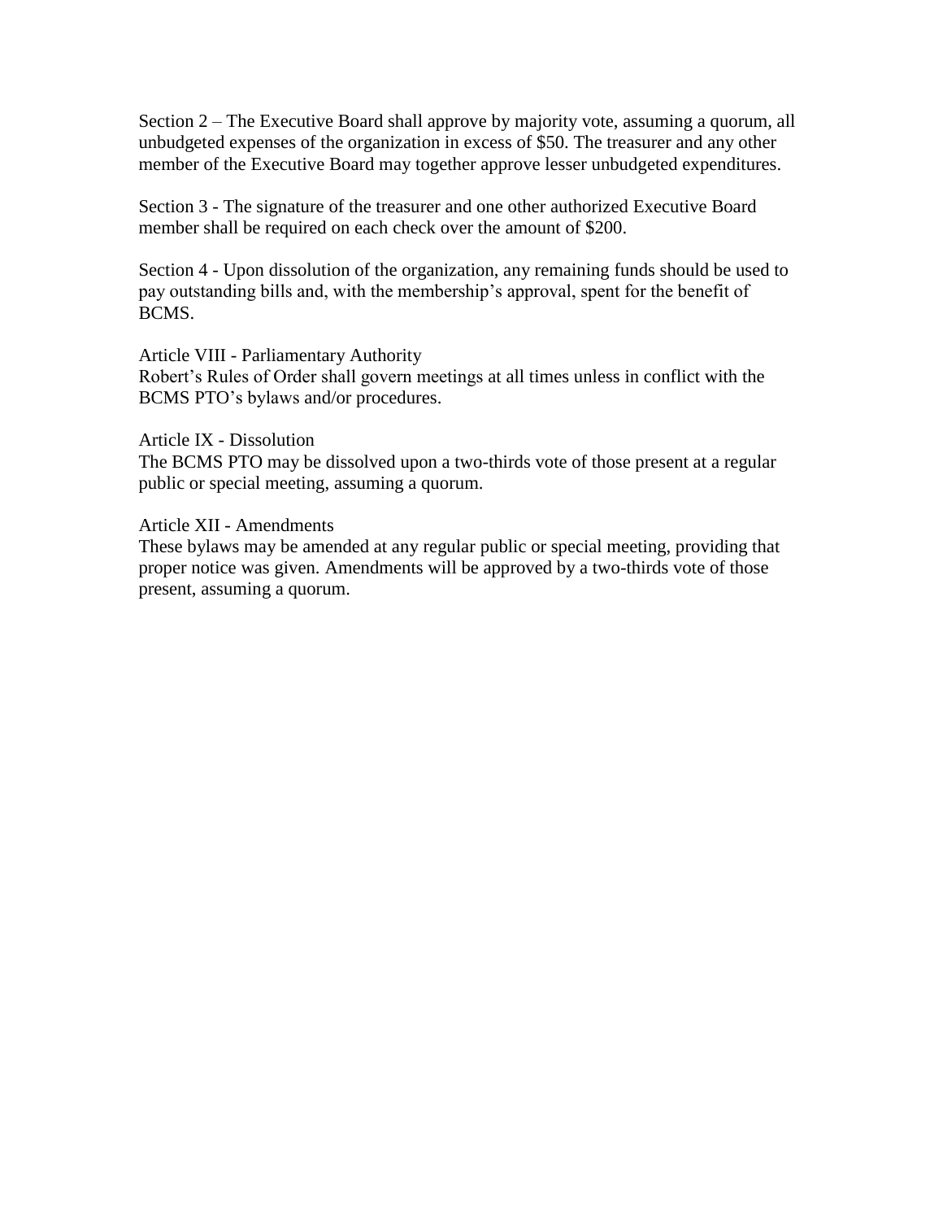Section 2 – The Executive Board shall approve by majority vote, assuming a quorum, all unbudgeted expenses of the organization in excess of $50. The treasurer and any other member of the Executive Board may together approve lesser unbudgeted expenditures.

Section 3 - The signature of the treasurer and one other authorized Executive Board member shall be required on each check over the amount of $200.

Section 4 - Upon dissolution of the organization, any remaining funds should be used to pay outstanding bills and, with the membership's approval, spent for the benefit of BCMS.

## Article VIII - Parliamentary Authority

Robert's Rules of Order shall govern meetings at all times unless in conflict with the BCMS PTO's bylaws and/or procedures.

## Article IX - Dissolution

The BCMS PTO may be dissolved upon a two-thirds vote of those present at a regular public or special meeting, assuming a quorum.

## Article XII - Amendments

These bylaws may be amended at any regular public or special meeting, providing that proper notice was given. Amendments will be approved by a two-thirds vote of those present, assuming a quorum.